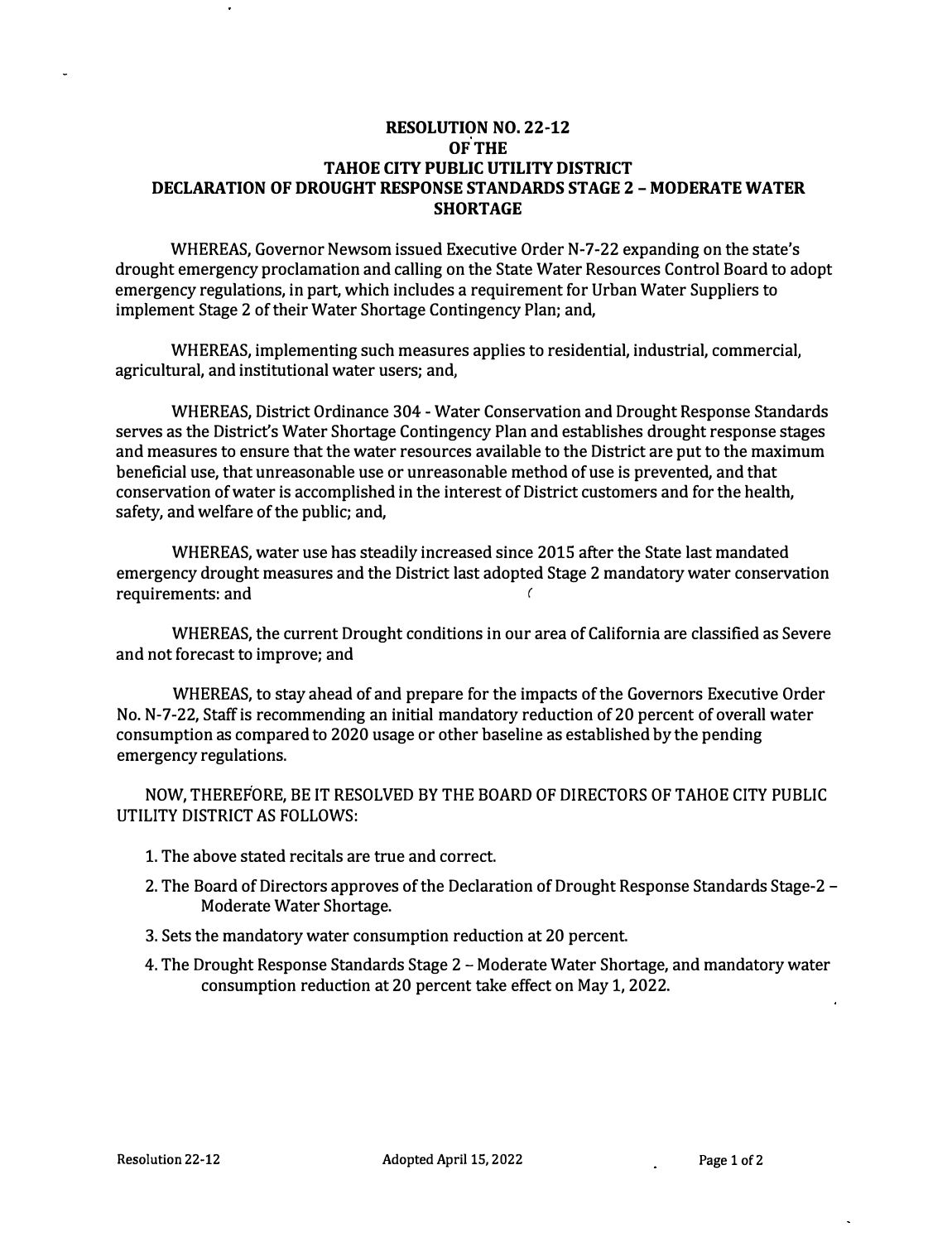# RESOLUTION NO. 22-12 OF THE TAHOE CITY PUBLIC UTILITY DISTRICT DECLARATION OF DROUGHT RESPONSE STANDARDS STAGE 2 – MODERATE WATER SHORTAGE

WHEREAS, Governor Newsom issued Executive Order N-7-22 expanding on the state's drought emergency proclamation and calling on the State Water Resources Control Board to adopt emergency regulations, in part, which includes a requirement for Urban Water Suppliers to implement Stage 2 of their Water Shortage Contingency Plan; and,

WHEREAS, implementing such measures applies to residential, industrial, commercial, agricultural, and institutional water users; and,

WHEREAS, District Ordinance 304 - Water Conservation and Drought Response Standards serves as the District's Water Shortage Contingency Plan and establishes drought response stages and measures to ensure that the water resources available to the District are put to the maximum beneficial use, that unreasonable use or unreasonable method of use is prevented, and that conservation of water is accomplished in the interest of District customers and for the health, safety, and welfare of the public; and,

WHEREAS, water use has steadily increased since 2015 after the State last mandated emergency drought measures and the District last adopted Stage 2 mandatory water conservation requirements: and

WHEREAS, the current Drought conditions in our area of California are classified as Severe and not forecast to improve; and

WHEREAS, to stay ahead of and prepare for the impacts of the Governors Executive Order No. N-7-22, Staff is recommending an initial mandatory reduction of 20 percent of overall water consumption as compared to 2020 usage or other baseline as established by the pending emergency regulations.

NOW, THEREFORE, BE IT RESOLVED BY THE BOARD OF DIRECTORS OF TAHOE CITY PUBLIC UTILITY DISTRICT AS FOLLOWS:

1. The above stated recitals are true and correct.
2. The Board of Directors approves of the Declaration of Drought Response Standards Stage-2 – Moderate Water Shortage.
3. Sets the mandatory water consumption reduction at 20 percent.
4. The Drought Response Standards Stage 2 – Moderate Water Shortage, and mandatory water consumption reduction at 20 percent take effect on May 1, 2022.

Resolution 22-12 Adopted April 15, 2022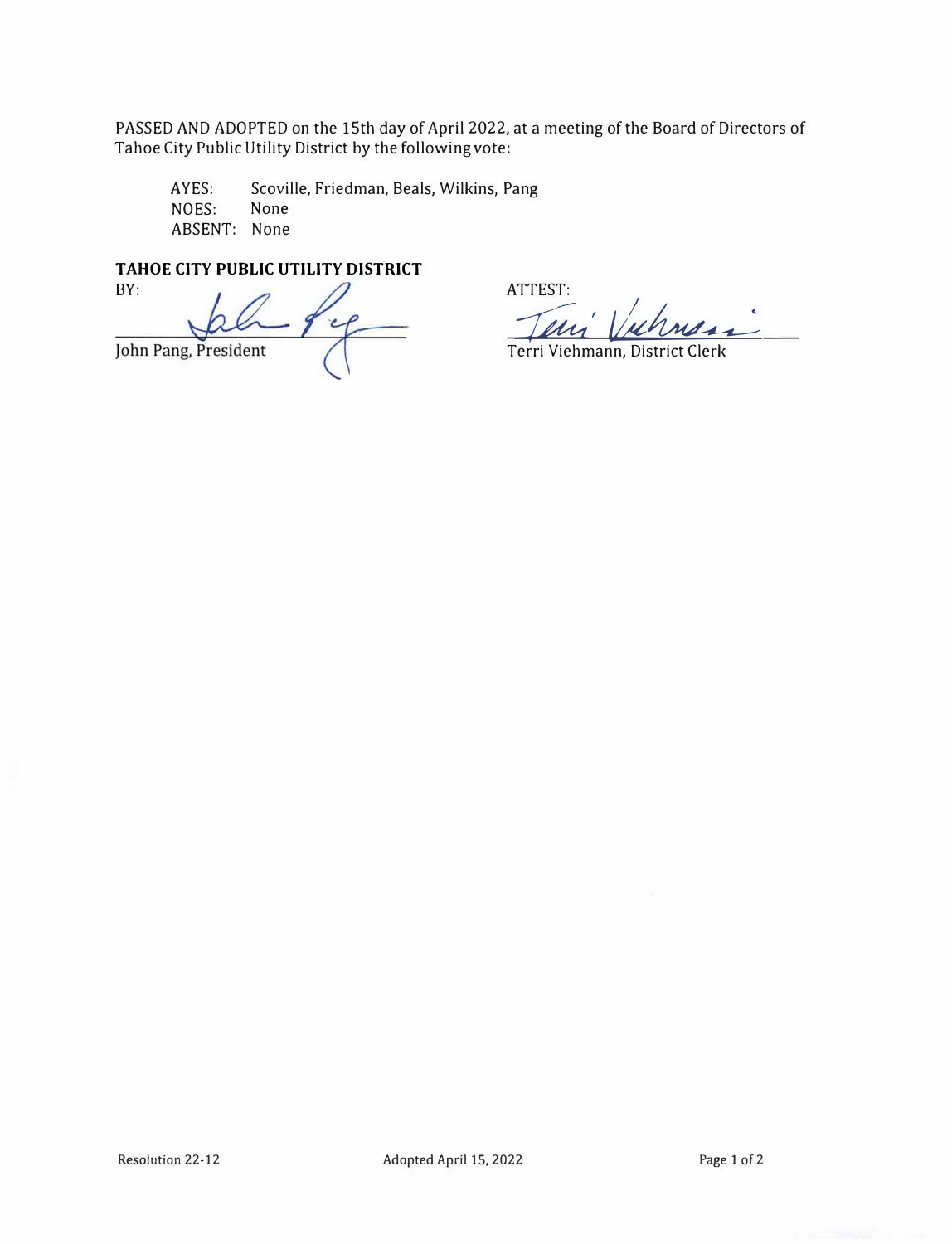PASSED AND ADOPTED on the 15th day of April 2022, at a meeting of the Board of Directors of Tahoe City Public Utility District by the following vote:

| | |
|---|---|
| AYES: | Scoville, Friedman, Beals, Wilkins, Pang |
| NOES: | None |
| ABSENT: | None |

**TAHOE CITY PUBLIC UTILITY DISTRICT**

BY:

John Pang, President

ATTEST:

Terri Viehmann, District Clerk

Resolution 22-12 Adopted April 15, 2022